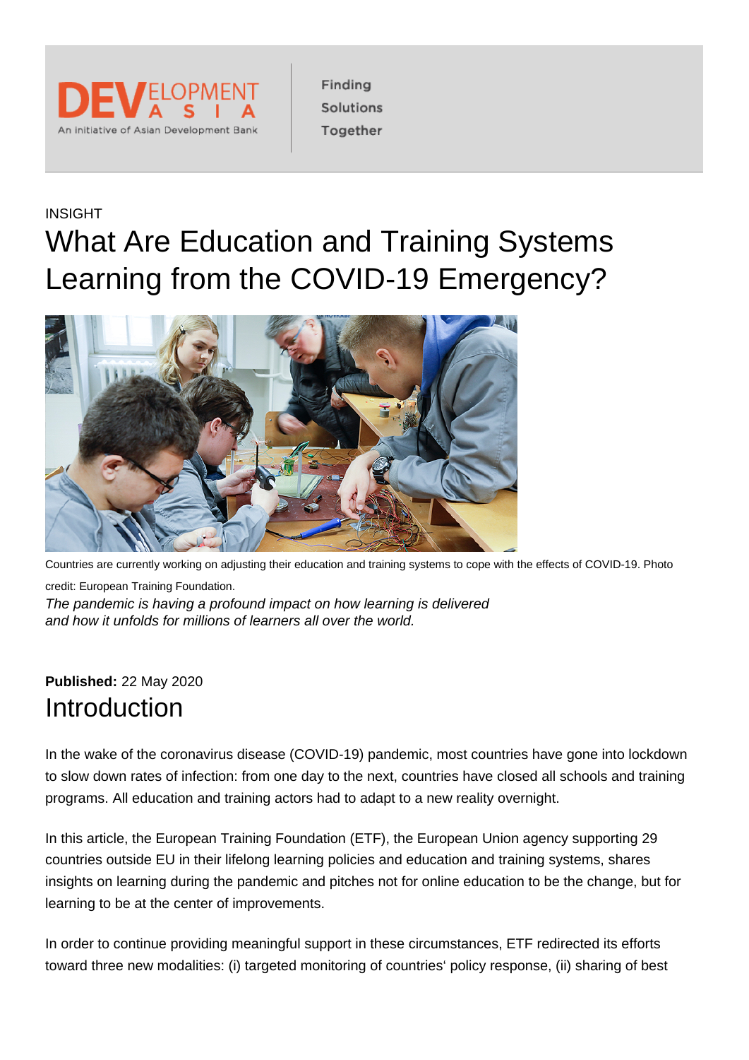INSIGHT

# What Are Education and Training Systems Learning from the COVID-19 Emergency?

Countries are currently working on adjusting their education and training systems to cope with the effects of COVID-19. Photo credit: European Training Foundation.

*The pandemic is having a profound impact on how learning is delivered and how it unfolds for millions of learners all over the world.*

**Published:** 22 May 2020

## Introduction

In the wake of the coronavirus disease (COVID-19) pandemic, most countries have gone into lockdown to slow down rates of infection: from one day to the next, countries have closed all schools and training programs. All education and training actors had to adapt to a new reality overnight.

In this article, the European Training Foundation (ETF), the European Union agency supporting 29 countries outside EU in their lifelong learning policies and education and training systems, shares insights on learning during the pandemic and pitches not for online education to be the change, but for learning to be at the center of improvements.

In order to continue providing meaningful support in these circumstances, ETF redirected its efforts toward three new modalities: (i) targeted monitoring of countries' policy response, (ii) sharing of best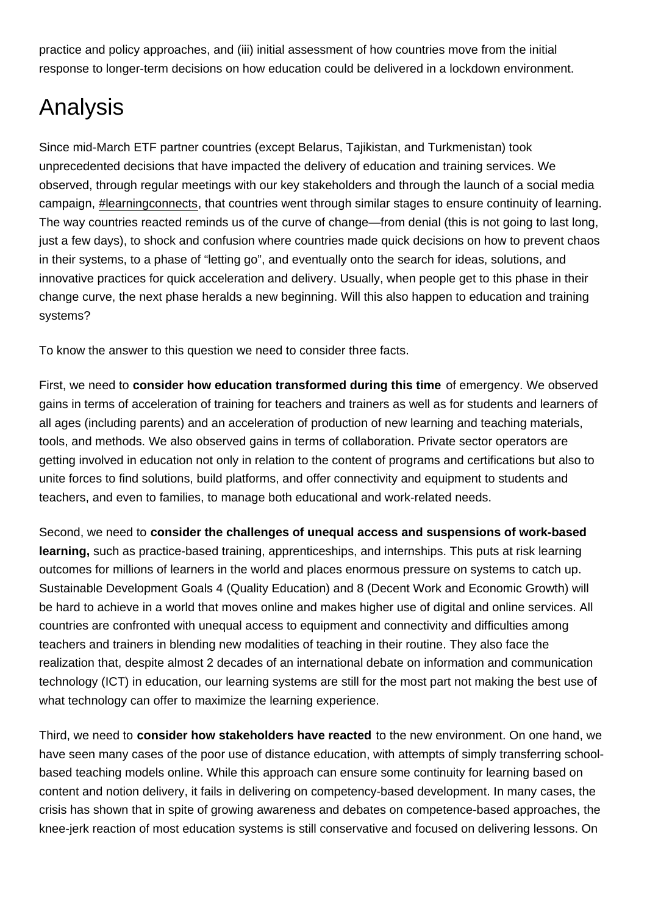practice and policy approaches, and (iii) initial assessment of how countries move from the initial response to longer-term decisions on how education could be delivered in a lockdown environment.

# Analysis

Since mid-March ETF partner countries (except Belarus, Tajikistan, and Turkmenistan) took unprecedented decisions that have impacted the delivery of education and training services. We observed, through regular meetings with our key stakeholders and through the launch of a social media campaign, #learningconnects, that countries went through similar stages to ensure continuity of learning. The way countries reacted reminds us of the curve of change—from denial (this is not going to last long, just a few days), to shock and confusion where countries made quick decisions on how to prevent chaos in their systems, to a phase of "letting go", and eventually onto the search for ideas, solutions, and innovative practices for quick acceleration and delivery. Usually, when people get to this phase in their change curve, the next phase heralds a new beginning. Will this also happen to education and training systems?

To know the answer to this question we need to consider three facts.

First, we need to **consider how education transformed during this time** of emergency. We observed gains in terms of acceleration of training for teachers and trainers as well as for students and learners of all ages (including parents) and an acceleration of production of new learning and teaching materials, tools, and methods. We also observed gains in terms of collaboration. Private sector operators are getting involved in education not only in relation to the content of programs and certifications but also to unite forces to find solutions, build platforms, and offer connectivity and equipment to students and teachers, and even to families, to manage both educational and work-related needs.

Second, we need to **consider the challenges of unequal access and suspensions of work-based learning,** such as practice-based training, apprenticeships, and internships. This puts at risk learning outcomes for millions of learners in the world and places enormous pressure on systems to catch up. Sustainable Development Goals 4 (Quality Education) and 8 (Decent Work and Economic Growth) will be hard to achieve in a world that moves online and makes higher use of digital and online services. All countries are confronted with unequal access to equipment and connectivity and difficulties among teachers and trainers in blending new modalities of teaching in their routine. They also face the realization that, despite almost 2 decades of an international debate on information and communication technology (ICT) in education, our learning systems are still for the most part not making the best use of what technology can offer to maximize the learning experience.

Third, we need to **consider how stakeholders have reacted** to the new environment. On one hand, we have seen many cases of the poor use of distance education, with attempts of simply transferring school-based teaching models online. While this approach can ensure some continuity for learning based on content and notion delivery, it fails in delivering on competency-based development. In many cases, the crisis has shown that in spite of growing awareness and debates on competence-based approaches, the knee-jerk reaction of most education systems is still conservative and focused on delivering lessons. On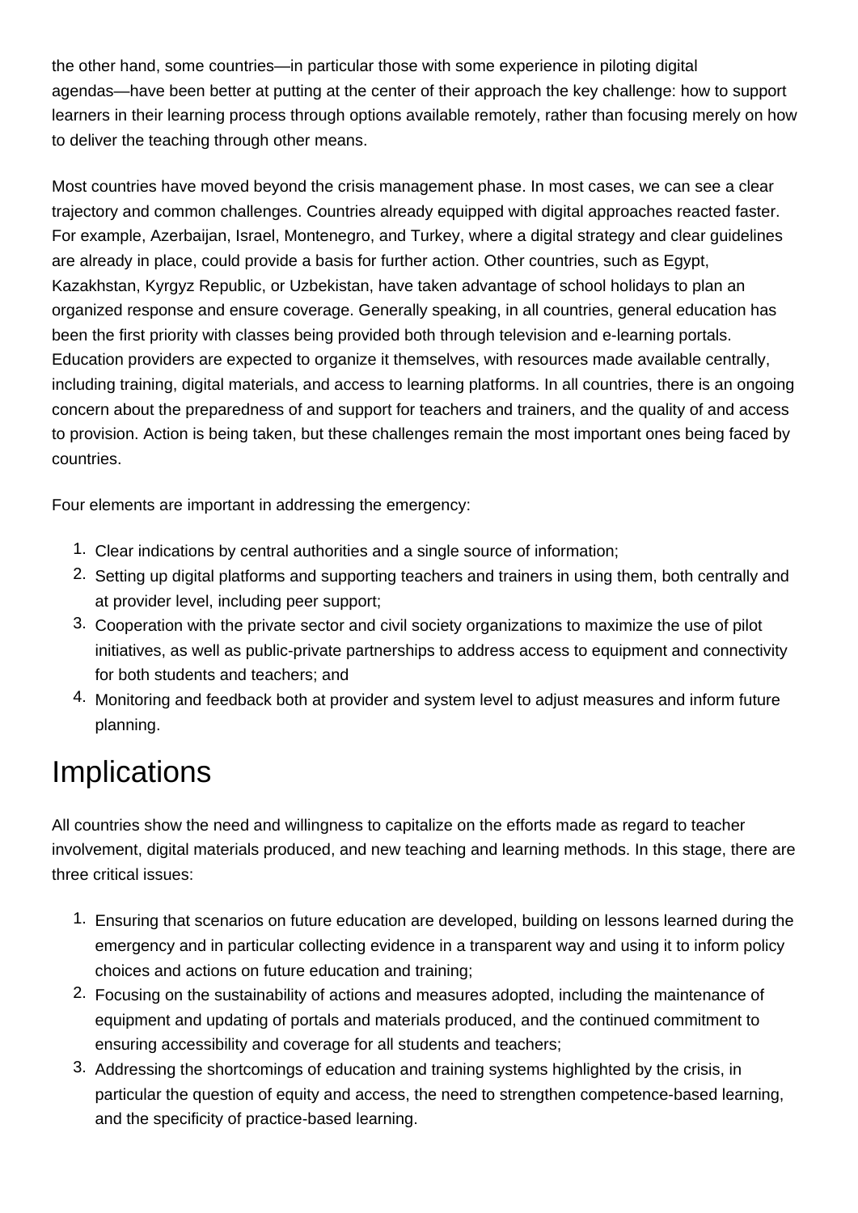the other hand, some countries—in particular those with some experience in piloting digital agendas—have been better at putting at the center of their approach the key challenge: how to support learners in their learning process through options available remotely, rather than focusing merely on how to deliver the teaching through other means.

Most countries have moved beyond the crisis management phase. In most cases, we can see a clear trajectory and common challenges. Countries already equipped with digital approaches reacted faster. For example, Azerbaijan, Israel, Montenegro, and Turkey, where a digital strategy and clear guidelines are already in place, could provide a basis for further action. Other countries, such as Egypt, Kazakhstan, Kyrgyz Republic, or Uzbekistan, have taken advantage of school holidays to plan an organized response and ensure coverage. Generally speaking, in all countries, general education has been the first priority with classes being provided both through television and e-learning portals. Education providers are expected to organize it themselves, with resources made available centrally, including training, digital materials, and access to learning platforms. In all countries, there is an ongoing concern about the preparedness of and support for teachers and trainers, and the quality of and access to provision. Action is being taken, but these challenges remain the most important ones being faced by countries.

Four elements are important in addressing the emergency:

1. Clear indications by central authorities and a single source of information;
2. Setting up digital platforms and supporting teachers and trainers in using them, both centrally and at provider level, including peer support;
3. Cooperation with the private sector and civil society organizations to maximize the use of pilot initiatives, as well as public-private partnerships to address access to equipment and connectivity for both students and teachers; and
4. Monitoring and feedback both at provider and system level to adjust measures and inform future planning.

# Implications

All countries show the need and willingness to capitalize on the efforts made as regard to teacher involvement, digital materials produced, and new teaching and learning methods. In this stage, there are three critical issues:

1. Ensuring that scenarios on future education are developed, building on lessons learned during the emergency and in particular collecting evidence in a transparent way and using it to inform policy choices and actions on future education and training;
2. Focusing on the sustainability of actions and measures adopted, including the maintenance of equipment and updating of portals and materials produced, and the continued commitment to ensuring accessibility and coverage for all students and teachers;
3. Addressing the shortcomings of education and training systems highlighted by the crisis, in particular the question of equity and access, the need to strengthen competence-based learning, and the specificity of practice-based learning.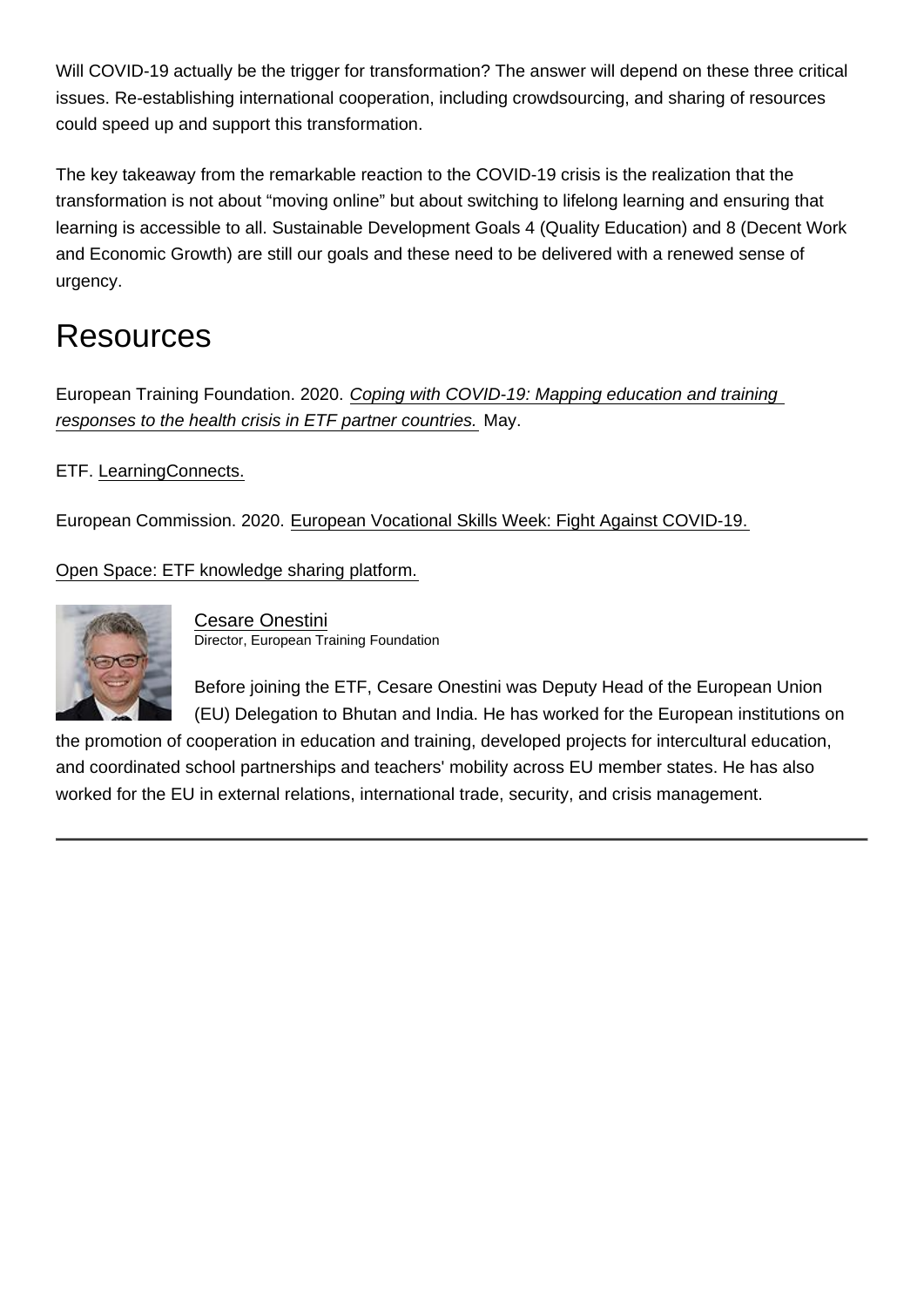Will COVID-19 actually be the trigger for transformation? The answer will depend on these three critical issues. Re-establishing international cooperation, including crowdsourcing, and sharing of resources could speed up and support this transformation.

The key takeaway from the remarkable reaction to the COVID-19 crisis is the realization that the transformation is not about "moving online" but about switching to lifelong learning and ensuring that learning is accessible to all. Sustainable Development Goals 4 (Quality Education) and 8 (Decent Work and Economic Growth) are still our goals and these need to be delivered with a renewed sense of urgency.

## Resources

European Training Foundation. 2020. *Coping with COVID-19: Mapping education and training responses to the health crisis in ETF partner countries.* May.

ETF. LearningConnects.

European Commission. 2020. European Vocational Skills Week: Fight Against COVID-19.

Open Space: ETF knowledge sharing platform.

Cesare Onestini
Director, European Training Foundation

Before joining the ETF, Cesare Onestini was Deputy Head of the European Union (EU) Delegation to Bhutan and India. He has worked for the European institutions on the promotion of cooperation in education and training, developed projects for intercultural education, and coordinated school partnerships and teachers' mobility across EU member states. He has also worked for the EU in external relations, international trade, security, and crisis management.